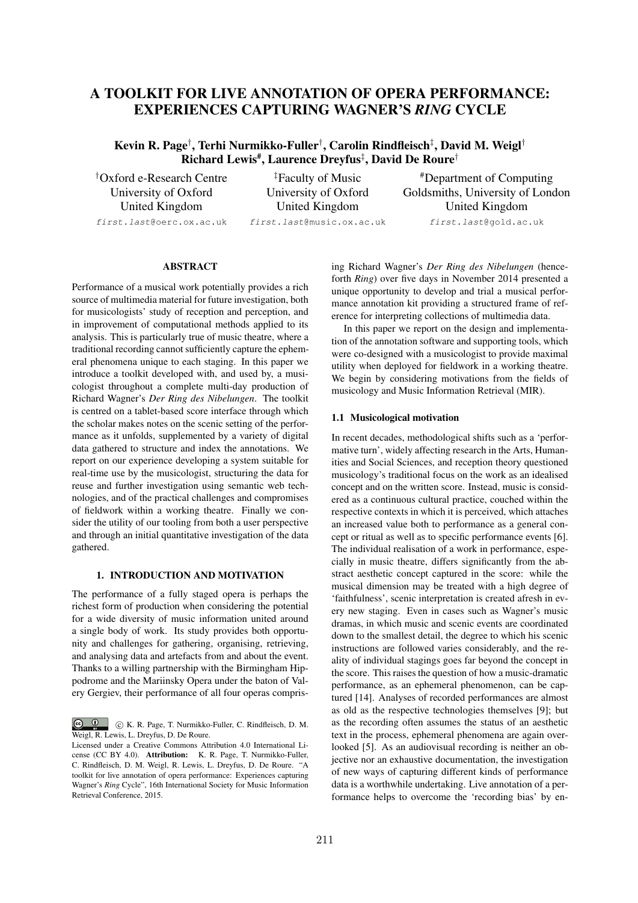# A TOOLKIT FOR LIVE ANNOTATION OF OPERA PERFORMANCE: EXPERIENCES CAPTURING WAGNER'S *RING* CYCLE

**Kevin R. Page**[†], **Terhi Nurmikko-Fuller**[†], **Carolin Rindfleisch**[‡], **David M. Weigl**[†]
**Richard Lewis**[#], **Laurence Dreyfus**[‡], **David De Roure**[†]

[†]Oxford e-Research Centre
University of Oxford
United Kingdom
first.last@oerc.ox.ac.uk

[‡]Faculty of Music
University of Oxford
United Kingdom
first.last@music.ox.ac.uk

[#]Department of Computing
Goldsmiths, University of London
United Kingdom
first.last@gold.ac.uk

## ABSTRACT

Performance of a musical work potentially provides a rich source of multimedia material for future investigation, both for musicologists' study of reception and perception, and in improvement of computational methods applied to its analysis. This is particularly true of music theatre, where a traditional recording cannot sufficiently capture the ephemeral phenomena unique to each staging. In this paper we introduce a toolkit developed with, and used by, a musicologist throughout a complete multi-day production of Richard Wagner's *Der Ring des Nibelungen*. The toolkit is centred on a tablet-based score interface through which the scholar makes notes on the scenic setting of the performance as it unfolds, supplemented by a variety of digital data gathered to structure and index the annotations. We report on our experience developing a system suitable for real-time use by the musicologist, structuring the data for reuse and further investigation using semantic web technologies, and of the practical challenges and compromises of fieldwork within a working theatre. Finally we consider the utility of our tooling from both a user perspective and through an initial quantitative investigation of the data gathered.

## 1. INTRODUCTION AND MOTIVATION

The performance of a fully staged opera is perhaps the richest form of production when considering the potential for a wide diversity of music information united around a single body of work. Its study provides both opportunity and challenges for gathering, organising, retrieving, and analysing data and artefacts from and about the event. Thanks to a willing partnership with the Birmingham Hippodrome and the Mariinsky Opera under the baton of Valery Gergiev, their performance of all four operas comprising Richard Wagner's *Der Ring des Nibelungen* (henceforth *Ring*) over five days in November 2014 presented a unique opportunity to develop and trial a musical performance annotation kit providing a structured frame of reference for interpreting collections of multimedia data.

In this paper we report on the design and implementation of the annotation software and supporting tools, which were co-designed with a musicologist to provide maximal utility when deployed for fieldwork in a working theatre. We begin by considering motivations from the fields of musicology and Music Information Retrieval (MIR).

### 1.1 Musicological motivation

In recent decades, methodological shifts such as a 'performative turn', widely affecting research in the Arts, Humanities and Social Sciences, and reception theory questioned musicology's traditional focus on the work as an idealised concept and on the written score. Instead, music is considered as a continuous cultural practice, couched within the respective contexts in which it is perceived, which attaches an increased value both to performance as a general concept or ritual as well as to specific performance events [6]. The individual realisation of a work in performance, especially in music theatre, differs significantly from the abstract aesthetic concept captured in the score: while the musical dimension may be treated with a high degree of 'faithfulness', scenic interpretation is created afresh in every new staging. Even in cases such as Wagner's music dramas, in which music and scenic events are coordinated down to the smallest detail, the degree to which his scenic instructions are followed varies considerably, and the reality of individual stagings goes far beyond the concept in the score. This raises the question of how a music-dramatic performance, as an ephemeral phenomenon, can be captured [14]. Analyses of recorded performances are almost as old as the respective technologies themselves [9]; but as the recording often assumes the status of an aesthetic text in the process, ephemeral phenomena are again overlooked [5]. As an audiovisual recording is neither an objective nor an exhaustive documentation, the investigation of new ways of capturing different kinds of performance data is a worthwhile undertaking. Live annotation of a performance helps to overcome the 'recording bias' by en-

© K. R. Page, T. Nurmikko-Fuller, C. Rindfleisch, D. M. Weigl, R. Lewis, L. Dreyfus, D. De Roure.
Licensed under a Creative Commons Attribution 4.0 International License (CC BY 4.0). **Attribution:** K. R. Page, T. Nurmikko-Fuller, C. Rindfleisch, D. M. Weigl, R. Lewis, L. Dreyfus, D. De Roure. "A toolkit for live annotation of opera performance: Experiences capturing Wagner's *Ring* Cycle", 16th International Society for Music Information Retrieval Conference, 2015.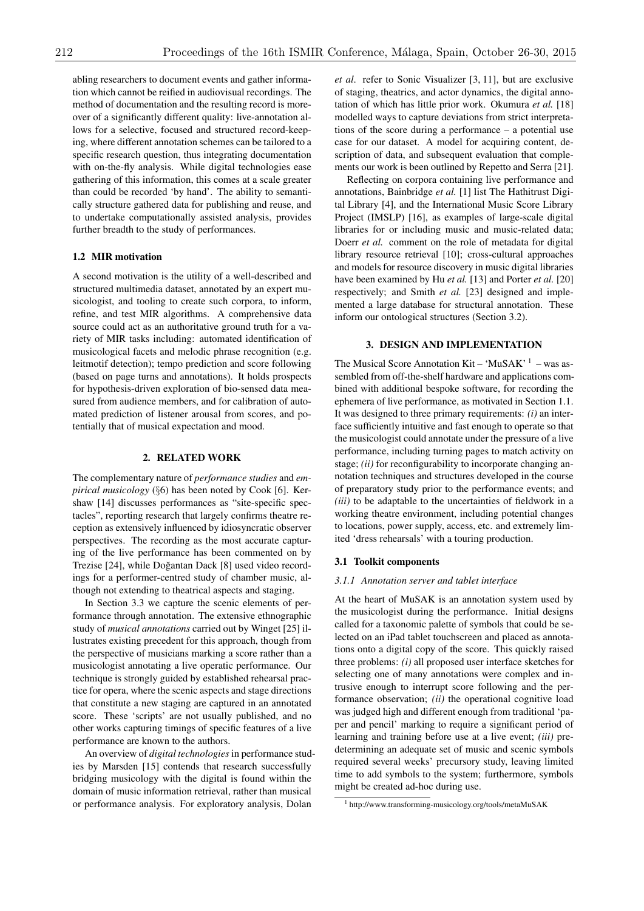abling researchers to document events and gather information which cannot be reified in audiovisual recordings. The method of documentation and the resulting record is moreover of a significantly different quality: live-annotation allows for a selective, focused and structured record-keeping, where different annotation schemes can be tailored to a specific research question, thus integrating documentation with on-the-fly analysis. While digital technologies ease gathering of this information, this comes at a scale greater than could be recorded 'by hand'. The ability to semantically structure gathered data for publishing and reuse, and to undertake computationally assisted analysis, provides further breadth to the study of performances.

### 1.2 MIR motivation

A second motivation is the utility of a well-described and structured multimedia dataset, annotated by an expert musicologist, and tooling to create such corpora, to inform, refine, and test MIR algorithms. A comprehensive data source could act as an authoritative ground truth for a variety of MIR tasks including: automated identification of musicological facets and melodic phrase recognition (e.g. leitmotif detection); tempo prediction and score following (based on page turns and annotations). It holds prospects for hypothesis-driven exploration of bio-sensed data measured from audience members, and for calibration of automated prediction of listener arousal from scores, and potentially that of musical expectation and mood.

## 2. RELATED WORK

The complementary nature of *performance studies* and *empirical musicology* (§6) has been noted by Cook [6]. Kershaw [14] discusses performances as "site-specific spectacles", reporting research that largely confirms theatre reception as extensively influenced by idiosyncratic observer perspectives. The recording as the most accurate capturing of the live performance has been commented on by Trezise [24], while Doğantan Dack [8] used video recordings for a performer-centred study of chamber music, although not extending to theatrical aspects and staging.

In Section 3.3 we capture the scenic elements of performance through annotation. The extensive ethnographic study of *musical annotations* carried out by Winget [25] illustrates existing precedent for this approach, though from the perspective of musicians marking a score rather than a musicologist annotating a live operatic performance. Our technique is strongly guided by established rehearsal practice for opera, where the scenic aspects and stage directions that constitute a new staging are captured in an annotated score. These 'scripts' are not usually published, and no other works capturing timings of specific features of a live performance are known to the authors.

An overview of *digital technologies* in performance studies by Marsden [15] contends that research successfully bridging musicology with the digital is found within the domain of music information retrieval, rather than musical or performance analysis. For exploratory analysis, Dolan *et al*. refer to Sonic Visualizer [3, 11], but are exclusive of staging, theatrics, and actor dynamics, the digital annotation of which has little prior work. Okumura *et al.* [18] modelled ways to capture deviations from strict interpretations of the score during a performance – a potential use case for our dataset. A model for acquiring content, description of data, and subsequent evaluation that complements our work is been outlined by Repetto and Serra [21].

Reflecting on corpora containing live performance and annotations, Bainbridge *et al.* [1] list The Hathitrust Digital Library [4], and the International Music Score Library Project (IMSLP) [16], as examples of large-scale digital libraries for or including music and music-related data; Doerr *et al.* comment on the role of metadata for digital library resource retrieval [10]; cross-cultural approaches and models for resource discovery in music digital libraries have been examined by Hu *et al.* [13] and Porter *et al.* [20] respectively; and Smith *et al.* [23] designed and implemented a large database for structural annotation. These inform our ontological structures (Section 3.2).

## 3. DESIGN AND IMPLEMENTATION

The Musical Score Annotation Kit – 'MuSAK' [1] – was assembled from off-the-shelf hardware and applications combined with additional bespoke software, for recording the ephemera of live performance, as motivated in Section 1.1. It was designed to three primary requirements: *(i)* an interface sufficiently intuitive and fast enough to operate so that the musicologist could annotate under the pressure of a live performance, including turning pages to match activity on stage; *(ii)* for reconfigurability to incorporate changing annotation techniques and structures developed in the course of preparatory study prior to the performance events; and *(iii)* to be adaptable to the uncertainties of fieldwork in a working theatre environment, including potential changes to locations, power supply, access, etc. and extremely limited 'dress rehearsals' with a touring production.

### 3.1 Toolkit components

#### 3.1.1 Annotation server and tablet interface

At the heart of MuSAK is an annotation system used by the musicologist during the performance. Initial designs called for a taxonomic palette of symbols that could be selected on an iPad tablet touchscreen and placed as annotations onto a digital copy of the score. This quickly raised three problems: *(i)* all proposed user interface sketches for selecting one of many annotations were complex and intrusive enough to interrupt score following and the performance observation; *(ii)* the operational cognitive load was judged high and different enough from traditional 'paper and pencil' marking to require a significant period of learning and training before use at a live event; *(iii)* predetermining an adequate set of music and scenic symbols required several weeks' precursory study, leaving limited time to add symbols to the system; furthermore, symbols might be created ad-hoc during use.

[1] http://www.transforming-musicology.org/tools/metaMuSAK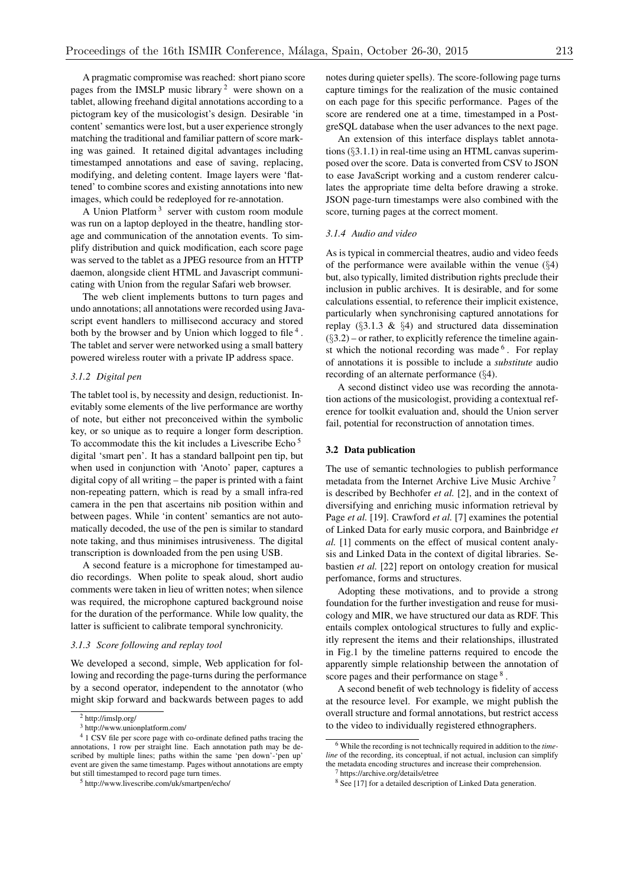A pragmatic compromise was reached: short piano score pages from the IMSLP music library [2] were shown on a tablet, allowing freehand digital annotations according to a pictogram key of the musicologist's design. Desirable 'in content' semantics were lost, but a user experience strongly matching the traditional and familiar pattern of score marking was gained. It retained digital advantages including timestamped annotations and ease of saving, replacing, modifying, and deleting content. Image layers were 'flattened' to combine scores and existing annotations into new images, which could be redeployed for re-annotation.

A Union Platform [3] server with custom room module was run on a laptop deployed in the theatre, handling storage and communication of the annotation events. To simplify distribution and quick modification, each score page was served to the tablet as a JPEG resource from an HTTP daemon, alongside client HTML and Javascript communicating with Union from the regular Safari web browser.

The web client implements buttons to turn pages and undo annotations; all annotations were recorded using Javascript event handlers to millisecond accuracy and stored both by the browser and by Union which logged to file [4]. The tablet and server were networked using a small battery powered wireless router with a private IP address space.

#### 3.1.2 Digital pen

The tablet tool is, by necessity and design, reductionist. Inevitably some elements of the live performance are worthy of note, but either not preconceived within the symbolic key, or so unique as to require a longer form description. To accommodate this the kit includes a Livescribe Echo [5] digital 'smart pen'. It has a standard ballpoint pen tip, but when used in conjunction with 'Anoto' paper, captures a digital copy of all writing – the paper is printed with a faint non-repeating pattern, which is read by a small infra-red camera in the pen that ascertains nib position within and between pages. While 'in content' semantics are not automatically decoded, the use of the pen is similar to standard note taking, and thus minimises intrusiveness. The digital transcription is downloaded from the pen using USB.

A second feature is a microphone for timestamped audio recordings. When polite to speak aloud, short audio comments were taken in lieu of written notes; when silence was required, the microphone captured background noise for the duration of the performance. While low quality, the latter is sufficient to calibrate temporal synchronicity.

#### 3.1.3 Score following and replay tool

We developed a second, simple, Web application for following and recording the page-turns during the performance by a second operator, independent to the annotator (who might skip forward and backwards between pages to add notes during quieter spells). The score-following page turns capture timings for the realization of the music contained on each page for this specific performance. Pages of the score are rendered one at a time, timestamped in a PostgreSQL database when the user advances to the next page.

An extension of this interface displays tablet annotations (§3.1.1) in real-time using an HTML canvas superimposed over the score. Data is converted from CSV to JSON to ease JavaScript working and a custom renderer calculates the appropriate time delta before drawing a stroke. JSON page-turn timestamps were also combined with the score, turning pages at the correct moment.

#### 3.1.4 Audio and video

As is typical in commercial theatres, audio and video feeds of the performance were available within the venue (§4) but, also typically, limited distribution rights preclude their inclusion in public archives. It is desirable, and for some calculations essential, to reference their implicit existence, particularly when synchronising captured annotations for replay (§3.1.3 & §4) and structured data dissemination (§3.2) – or rather, to explicitly reference the timeline against which the notional recording was made [6]. For replay of annotations it is possible to include a *substitute* audio recording of an alternate performance (§4).

A second distinct video use was recording the annotation actions of the musicologist, providing a contextual reference for toolkit evaluation and, should the Union server fail, potential for reconstruction of annotation times.

### 3.2 Data publication

The use of semantic technologies to publish performance metadata from the Internet Archive Live Music Archive [7] is described by Bechhofer *et al.* [2], and in the context of diversifying and enriching music information retrieval by Page *et al.* [19]. Crawford *et al.* [7] examines the potential of Linked Data for early music corpora, and Bainbridge *et al.* [1] comments on the effect of musical content analysis and Linked Data in the context of digital libraries. Sebastien *et al.* [22] report on ontology creation for musical perfomance, forms and structures.

Adopting these motivations, and to provide a strong foundation for the further investigation and reuse for musicology and MIR, we have structured our data as RDF. This entails complex ontological structures to fully and explicitly represent the items and their relationships, illustrated in Fig.1 by the timeline patterns required to encode the apparently simple relationship between the annotation of score pages and their performance on stage [8].

A second benefit of web technology is fidelity of access at the resource level. For example, we might publish the overall structure and formal annotations, but restrict access to the video to individually registered ethnographers.

[2] http://imslp.org/

[3] http://www.unionplatform.com/

[4] 1 CSV file per score page with co-ordinate defined paths tracing the annotations, 1 row per straight line. Each annotation path may be described by multiple lines; paths within the same 'pen down'-'pen up' event are given the same timestamp. Pages without annotations are empty but still timestamped to record page turn times.

[5] http://www.livescribe.com/uk/smartpen/echo/

[6] While the recording is not technically required in addition to the *timeline* of the recording, its conceptual, if not actual, inclusion can simplify the metadata encoding structures and increase their comprehension.

[7] https://archive.org/details/etree

[8] See [17] for a detailed description of Linked Data generation.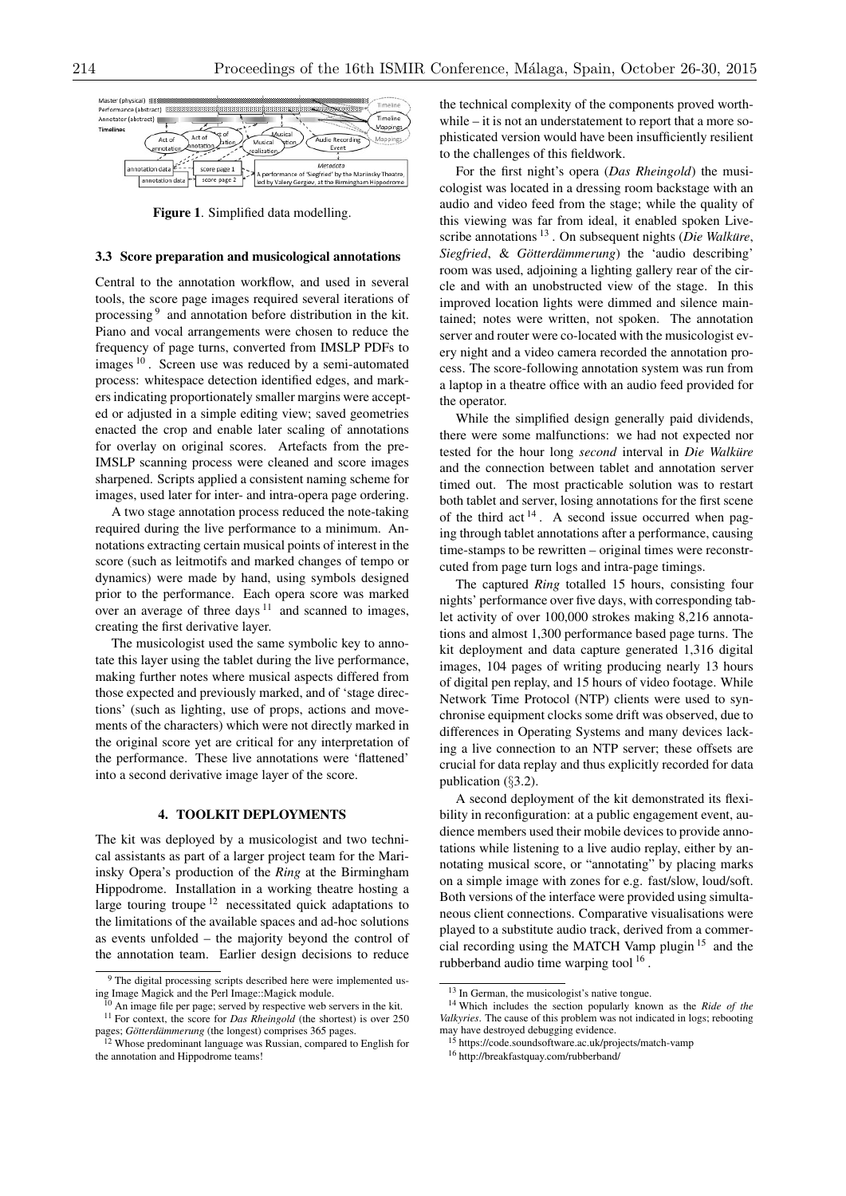Figure 1. Simplified data modelling.

### 3.3 Score preparation and musicological annotations

Central to the annotation workflow, and used in several tools, the score page images required several iterations of processing [9] and annotation before distribution in the kit. Piano and vocal arrangements were chosen to reduce the frequency of page turns, converted from IMSLP PDFs to images [10]. Screen use was reduced by a semi-automated process: whitespace detection identified edges, and markers indicating proportionately smaller margins were accepted or adjusted in a simple editing view; saved geometries enacted the crop and enable later scaling of annotations for overlay on original scores. Artefacts from the pre-IMSLP scanning process were cleaned and score images sharpened. Scripts applied a consistent naming scheme for images, used later for inter- and intra-opera page ordering.

A two stage annotation process reduced the note-taking required during the live performance to a minimum. Annotations extracting certain musical points of interest in the score (such as leitmotifs and marked changes of tempo or dynamics) were made by hand, using symbols designed prior to the performance. Each opera score was marked over an average of three days [11] and scanned to images, creating the first derivative layer.

The musicologist used the same symbolic key to annotate this layer using the tablet during the live performance, making further notes where musical aspects differed from those expected and previously marked, and of 'stage directions' (such as lighting, use of props, actions and movements of the characters) which were not directly marked in the original score yet are critical for any interpretation of the performance. These live annotations were 'flattened' into a second derivative image layer of the score.

## 4. TOOLKIT DEPLOYMENTS

The kit was deployed by a musicologist and two technical assistants as part of a larger project team for the Mariinsky Opera's production of the *Ring* at the Birmingham Hippodrome. Installation in a working theatre hosting a large touring troupe [12] necessitated quick adaptations to the limitations of the available spaces and ad-hoc solutions as events unfolded – the majority beyond the control of the annotation team. Earlier design decisions to reduce the technical complexity of the components proved worthwhile – it is not an understatement to report that a more sophisticated version would have been insufficiently resilient to the challenges of this fieldwork.

For the first night's opera (*Das Rheingold*) the musicologist was located in a dressing room backstage with an audio and video feed from the stage; while the quality of this viewing was far from ideal, it enabled spoken Livescribe annotations [13]. On subsequent nights (*Die Walküre*, *Siegfried*, & *Götterdämmerung*) the 'audio describing' room was used, adjoining a lighting gallery rear of the circle and with an unobstructed view of the stage. In this improved location lights were dimmed and silence maintained; notes were written, not spoken. The annotation server and router were co-located with the musicologist every night and a video camera recorded the annotation process. The score-following annotation system was run from a laptop in a theatre office with an audio feed provided for the operator.

While the simplified design generally paid dividends, there were some malfunctions: we had not expected nor tested for the hour long *second* interval in *Die Walküre* and the connection between tablet and annotation server timed out. The most practicable solution was to restart both tablet and server, losing annotations for the first scene of the third act [14]. A second issue occurred when paging through tablet annotations after a performance, causing time-stamps to be rewritten – original times were reconstructed from page turn logs and intra-page timings.

The captured *Ring* totalled 15 hours, consisting four nights' performance over five days, with corresponding tablet activity of over 100,000 strokes making 8,216 annotations and almost 1,300 performance based page turns. The kit deployment and data capture generated 1,316 digital images, 104 pages of writing producing nearly 13 hours of digital pen replay, and 15 hours of video footage. While Network Time Protocol (NTP) clients were used to synchronise equipment clocks some drift was observed, due to differences in Operating Systems and many devices lacking a live connection to an NTP server; these offsets are crucial for data replay and thus explicitly recorded for data publication (§3.2).

A second deployment of the kit demonstrated its flexibility in reconfiguration: at a public engagement event, audience members used their mobile devices to provide annotations while listening to a live audio replay, either by annotating musical score, or "annotating" by placing marks on a simple image with zones for e.g. fast/slow, loud/soft. Both versions of the interface were provided using simultaneous client connections. Comparative visualisations were played to a substitute audio track, derived from a commercial recording using the MATCH Vamp plugin [15] and the rubberband audio time warping tool [16].

---

[9] The digital processing scripts described here were implemented using Image Magick and the Perl Image::Magick module.

[10] An image file per page; served by respective web servers in the kit.

[11] For context, the score for *Das Rheingold* (the shortest) is over 250 pages; *Götterdämmerung* (the longest) comprises 365 pages.

[12] Whose predominant language was Russian, compared to English for the annotation and Hippodrome teams!

[13] In German, the musicologist's native tongue.

[14] Which includes the section popularly known as the *Ride of the Valkyries*. The cause of this problem was not indicated in logs; rebooting may have destroyed debugging evidence.

[15] https://code.soundsoftware.ac.uk/projects/match-vamp

[16] http://breakfastquay.com/rubberband/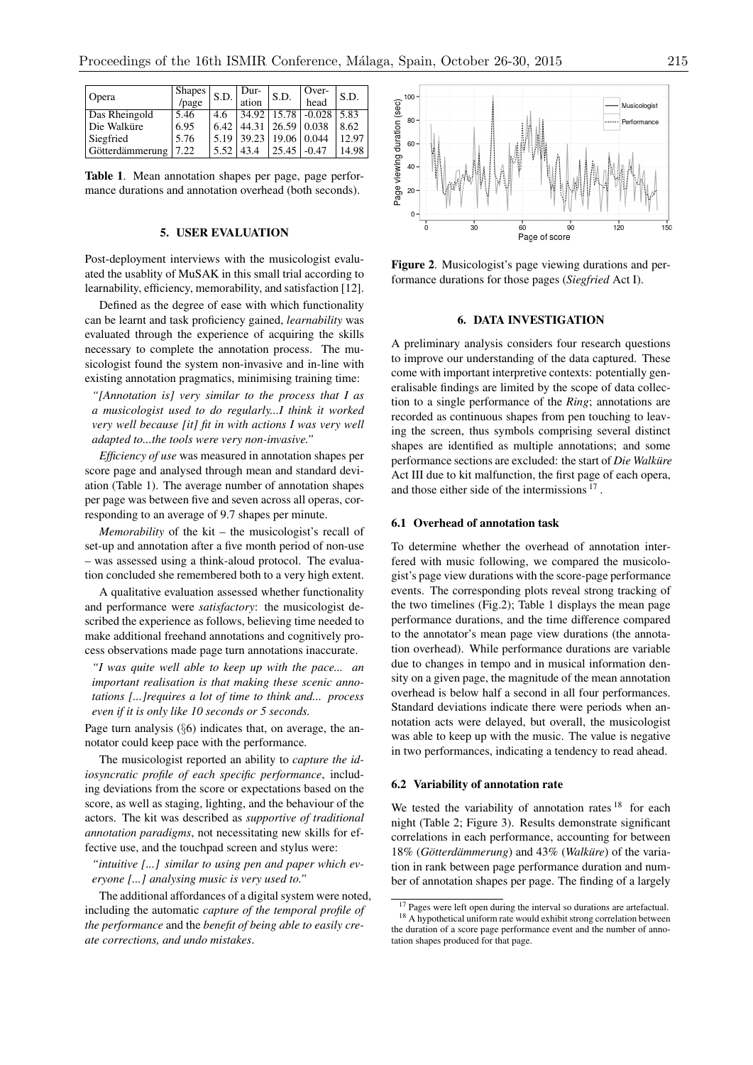| Opera | Shapes /page | S.D. | Duration | S.D. | Overhead | S.D. |
|---|---|---|---|---|---|---|
| Das Rheingold | 5.46 | 4.6 | 34.92 | 15.78 | -0.028 | 5.83 |
| Die Walküre | 6.95 | 6.42 | 44.31 | 26.59 | 0.038 | 8.62 |
| Siegfried | 5.76 | 5.19 | 39.23 | 19.06 | 0.044 | 12.97 |
| Götterdämmerung | 7.22 | 5.52 | 43.4 | 25.45 | -0.47 | 14.98 |

**Table 1**. Mean annotation shapes per page, page performance durations and annotation overhead (both seconds).

## 5. USER EVALUATION

Post-deployment interviews with the musicologist evaluated the usablity of MuSAK in this small trial according to learnability, efficiency, memorability, and satisfaction [12].

Defined as the degree of ease with which functionality can be learnt and task proficiency gained, *learnability* was evaluated through the experience of acquiring the skills necessary to complete the annotation process. The musicologist found the system non-invasive and in-line with existing annotation pragmatics, minimising training time:

*"[Annotation is] very similar to the process that I as a musicologist used to do regularly...I think it worked very well because [it] fit in with actions I was very well adapted to...the tools were very non-invasive."*

*Efficiency of use* was measured in annotation shapes per score page and analysed through mean and standard deviation (Table 1). The average number of annotation shapes per page was between five and seven across all operas, corresponding to an average of 9.7 shapes per minute.

*Memorability* of the kit – the musicologist's recall of set-up and annotation after a five month period of non-use – was assessed using a think-aloud protocol. The evaluation concluded she remembered both to a very high extent.

A qualitative evaluation assessed whether functionality and performance were *satisfactory*: the musicologist described the experience as follows, believing time needed to make additional freehand annotations and cognitively process observations made page turn annotations inaccurate.

*"I was quite well able to keep up with the pace... an important realisation is that making these scenic annotations [...]requires a lot of time to think and... process even if it is only like 10 seconds or 5 seconds.*

Page turn analysis (§6) indicates that, on average, the annotator could keep pace with the performance.

The musicologist reported an ability to *capture the idiosyncratic profile of each specific performance*, including deviations from the score or expectations based on the score, as well as staging, lighting, and the behaviour of the actors. The kit was described as *supportive of traditional annotation paradigms*, not necessitating new skills for effective use, and the touchpad screen and stylus were:

*"intuitive [...] similar to using pen and paper which everyone [...] analysing music is very used to."*

The additional affordances of a digital system were noted, including the automatic *capture of the temporal profile of the performance* and the *benefit of being able to easily create corrections, and undo mistakes*.

**Figure 2**. Musicologist's page viewing durations and performance durations for those pages (*Siegfried* Act I).

## 6. DATA INVESTIGATION

A preliminary analysis considers four research questions to improve our understanding of the data captured. These come with important interpretive contexts: potentially generalisable findings are limited by the scope of data collection to a single performance of the *Ring*; annotations are recorded as continuous shapes from pen touching to leaving the screen, thus symbols comprising several distinct shapes are identified as multiple annotations; and some performance sections are excluded: the start of *Die Walküre* Act III due to kit malfunction, the first page of each opera, and those either side of the intermissions [17].

### 6.1 Overhead of annotation task

To determine whether the overhead of annotation interfered with music following, we compared the musicologist's page view durations with the score-page performance events. The corresponding plots reveal strong tracking of the two timelines (Fig.2); Table 1 displays the mean page performance durations, and the time difference compared to the annotator's mean page view durations (the annotation overhead). While performance durations are variable due to changes in tempo and in musical information density on a given page, the magnitude of the mean annotation overhead is below half a second in all four performances. Standard deviations indicate there were periods when annotation acts were delayed, but overall, the musicologist was able to keep up with the music. The value is negative in two performances, indicating a tendency to read ahead.

### 6.2 Variability of annotation rate

We tested the variability of annotation rates [18] for each night (Table 2; Figure 3). Results demonstrate significant correlations in each performance, accounting for between 18% (*Götterdämmerung*) and 43% (*Walküre*) of the variation in rank between page performance duration and number of annotation shapes per page. The finding of a largely

[17] Pages were left open during the interval so durations are artefactual.

[18] A hypothetical uniform rate would exhibit strong correlation between the duration of a score page performance event and the number of annotation shapes produced for that page.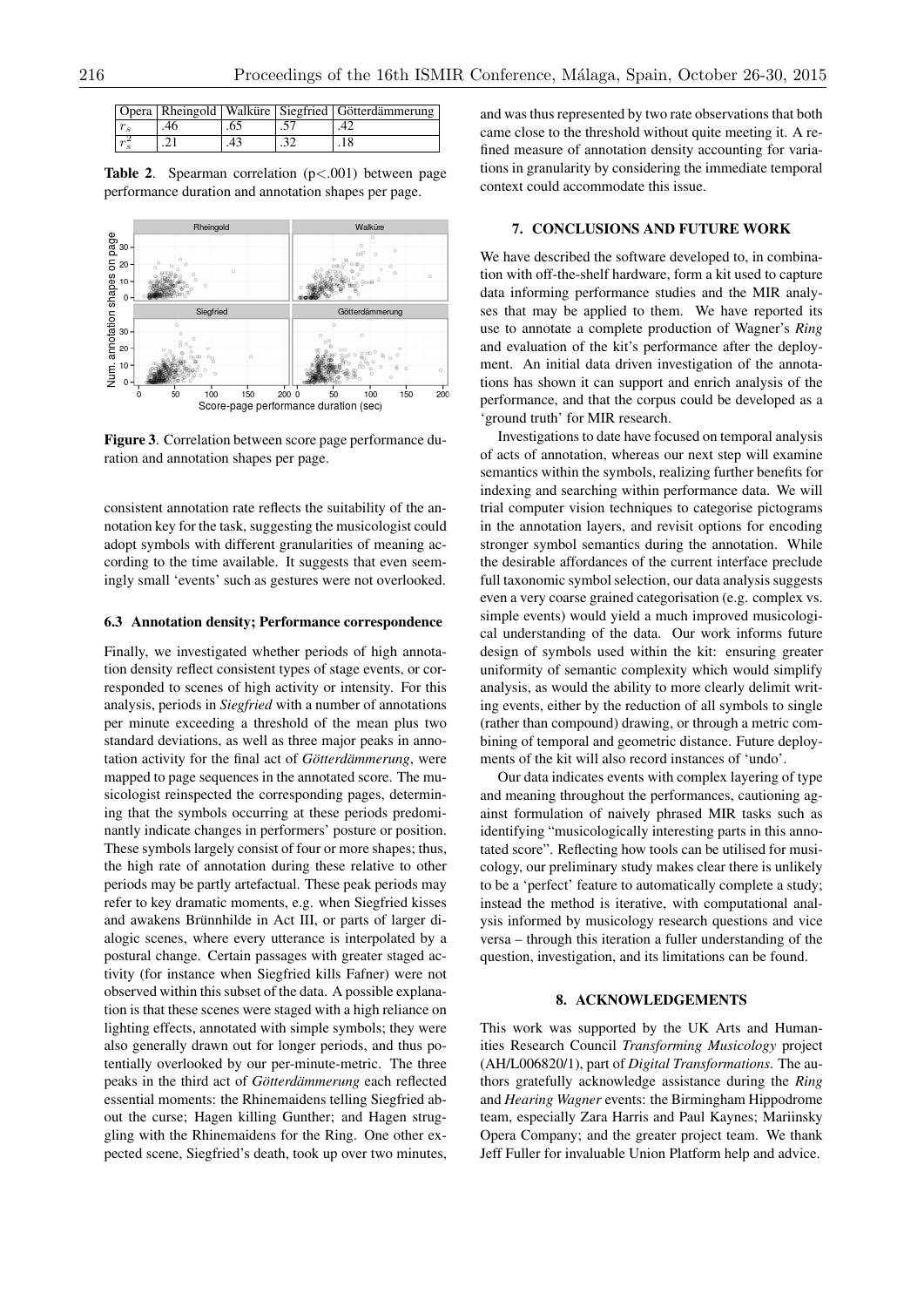| Opera | Rheingold | Walküre | Siegfried | Götterdämmerung |
|---|---|---|---|---|
| $r_s$ | .46 | .65 | .57 | .42 |
| $r_s^2$ | .21 | .43 | .32 | .18 |

**Table 2**. Spearman correlation ($p<.001$) between page performance duration and annotation shapes per page.

**Figure 3**. Correlation between score page performance duration and annotation shapes per page.

consistent annotation rate reflects the suitability of the annotation key for the task, suggesting the musicologist could adopt symbols with different granularities of meaning according to the time available. It suggests that even seemingly small 'events' such as gestures were not overlooked.

### 6.3 Annotation density; Performance correspondence

Finally, we investigated whether periods of high annotation density reflect consistent types of stage events, or corresponded to scenes of high activity or intensity. For this analysis, periods in *Siegfried* with a number of annotations per minute exceeding a threshold of the mean plus two standard deviations, as well as three major peaks in annotation activity for the final act of *Götterdämmerung*, were mapped to page sequences in the annotated score. The musicologist reinspected the corresponding pages, determining that the symbols occurring at these periods predominantly indicate changes in performers' posture or position. These symbols largely consist of four or more shapes; thus, the high rate of annotation during these relative to other periods may be partly artefactual. These peak periods may refer to key dramatic moments, e.g. when Siegfried kisses and awakens Brünnhilde in Act III, or parts of larger dialogic scenes, where every utterance is interpolated by a postural change. Certain passages with greater staged activity (for instance when Siegfried kills Fafner) were not observed within this subset of the data. A possible explanation is that these scenes were staged with a high reliance on lighting effects, annotated with simple symbols; they were also generally drawn out for longer periods, and thus potentially overlooked by our per-minute-metric. The three peaks in the third act of *Götterdämmerung* each reflected essential moments: the Rhinemaidens telling Siegfried about the curse; Hagen killing Gunther; and Hagen struggling with the Rhinemaidens for the Ring. One other expected scene, Siegfried's death, took up over two minutes, and was thus represented by two rate observations that both came close to the threshold without quite meeting it. A refined measure of annotation density accounting for variations in granularity by considering the immediate temporal context could accommodate this issue.

## 7. CONCLUSIONS AND FUTURE WORK

We have described the software developed to, in combination with off-the-shelf hardware, form a kit used to capture data informing performance studies and the MIR analyses that may be applied to them. We have reported its use to annotate a complete production of Wagner's *Ring* and evaluation of the kit's performance after the deployment. An initial data driven investigation of the annotations has shown it can support and enrich analysis of the performance, and that the corpus could be developed as a 'ground truth' for MIR research.

Investigations to date have focused on temporal analysis of acts of annotation, whereas our next step will examine semantics within the symbols, realizing further benefits for indexing and searching within performance data. We will trial computer vision techniques to categorise pictograms in the annotation layers, and revisit options for encoding stronger symbol semantics during the annotation. While the desirable affordances of the current interface preclude full taxonomic symbol selection, our data analysis suggests even a very coarse grained categorisation (e.g. complex vs. simple events) would yield a much improved musicological understanding of the data. Our work informs future design of symbols used within the kit: ensuring greater uniformity of semantic complexity which would simplify analysis, as would the ability to more clearly delimit writing events, either by the reduction of all symbols to single (rather than compound) drawing, or through a metric combining of temporal and geometric distance. Future deployments of the kit will also record instances of 'undo'.

Our data indicates events with complex layering of type and meaning throughout the performances, cautioning against formulation of naively phrased MIR tasks such as identifying "musicologically interesting parts in this annotated score". Reflecting how tools can be utilised for musicology, our preliminary study makes clear there is unlikely to be a 'perfect' feature to automatically complete a study; instead the method is iterative, with computational analysis informed by musicology research questions and vice versa – through this iteration a fuller understanding of the question, investigation, and its limitations can be found.

## 8. ACKNOWLEDGEMENTS

This work was supported by the UK Arts and Humanities Research Council *Transforming Musicology* project (AH/L006820/1), part of *Digital Transformations*. The authors gratefully acknowledge assistance during the *Ring* and *Hearing Wagner* events: the Birmingham Hippodrome team, especially Zara Harris and Paul Kaynes; Mariinsky Opera Company; and the greater project team. We thank Jeff Fuller for invaluable Union Platform help and advice.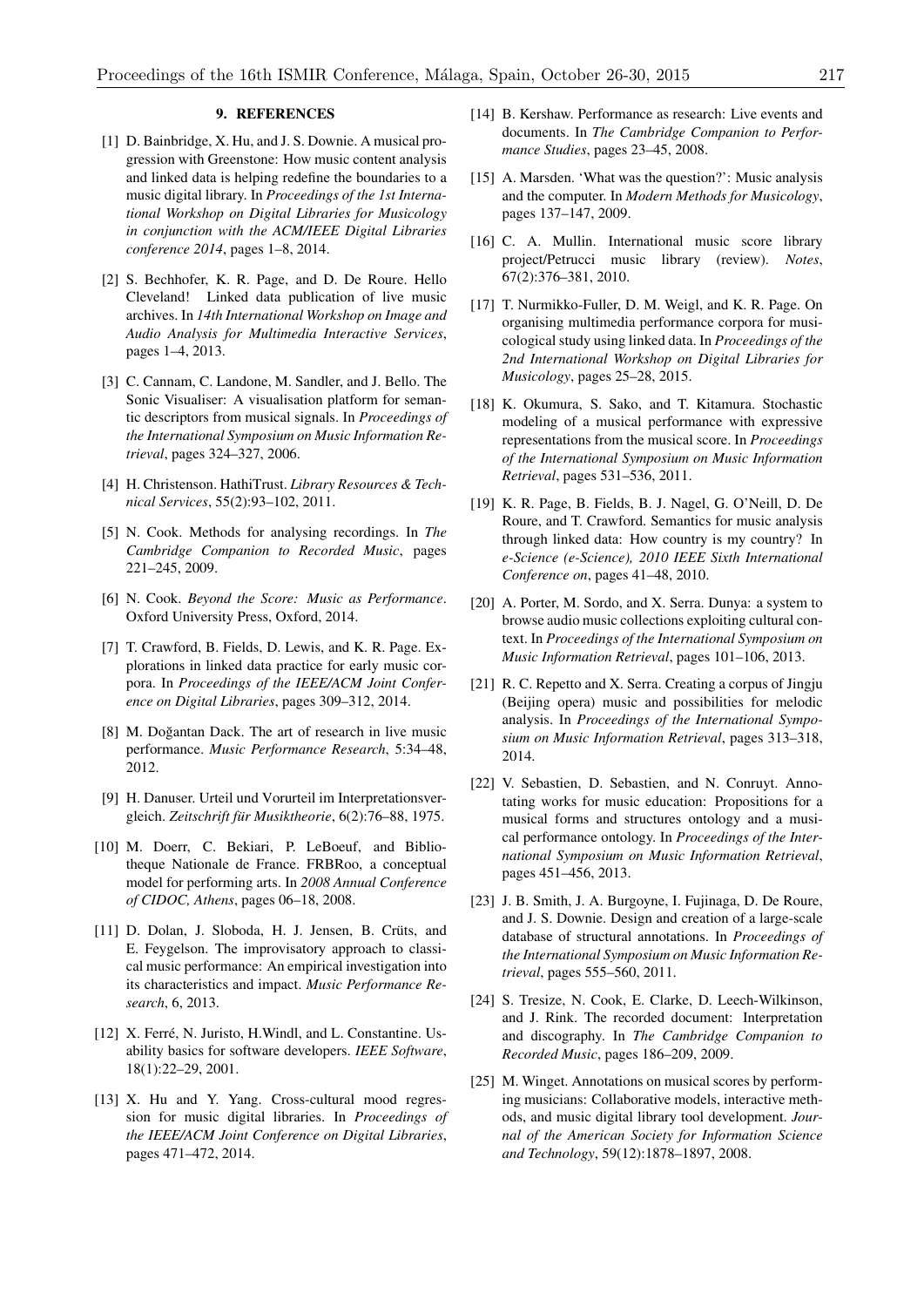## 9. REFERENCES

[1] D. Bainbridge, X. Hu, and J. S. Downie. A musical progression with Greenstone: How music content analysis and linked data is helping redefine the boundaries to a music digital library. In *Proceedings of the 1st International Workshop on Digital Libraries for Musicology in conjunction with the ACM/IEEE Digital Libraries conference 2014*, pages 1–8, 2014.

[2] S. Bechhofer, K. R. Page, and D. De Roure. Hello Cleveland! Linked data publication of live music archives. In *14th International Workshop on Image and Audio Analysis for Multimedia Interactive Services*, pages 1–4, 2013.

[3] C. Cannam, C. Landone, M. Sandler, and J. Bello. The Sonic Visualiser: A visualisation platform for semantic descriptors from musical signals. In *Proceedings of the International Symposium on Music Information Retrieval*, pages 324–327, 2006.

[4] H. Christenson. HathiTrust. *Library Resources & Technical Services*, 55(2):93–102, 2011.

[5] N. Cook. Methods for analysing recordings. In *The Cambridge Companion to Recorded Music*, pages 221–245, 2009.

[6] N. Cook. *Beyond the Score: Music as Performance*. Oxford University Press, Oxford, 2014.

[7] T. Crawford, B. Fields, D. Lewis, and K. R. Page. Explorations in linked data practice for early music corpora. In *Proceedings of the IEEE/ACM Joint Conference on Digital Libraries*, pages 309–312, 2014.

[8] M. Doğantan Dack. The art of research in live music performance. *Music Performance Research*, 5:34–48, 2012.

[9] H. Danuser. Urteil und Vorurteil im Interpretationsvergleich. *Zeitschrift für Musiktheorie*, 6(2):76–88, 1975.

[10] M. Doerr, C. Bekiari, P. LeBoeuf, and Bibliotheque Nationale de France. FRBRoo, a conceptual model for performing arts. In *2008 Annual Conference of CIDOC, Athens*, pages 06–18, 2008.

[11] D. Dolan, J. Sloboda, H. J. Jensen, B. Crüts, and E. Feygelson. The improvisatory approach to classical music performance: An empirical investigation into its characteristics and impact. *Music Performance Research*, 6, 2013.

[12] X. Ferré, N. Juristo, H.Windl, and L. Constantine. Usability basics for software developers. *IEEE Software*, 18(1):22–29, 2001.

[13] X. Hu and Y. Yang. Cross-cultural mood regression for music digital libraries. In *Proceedings of the IEEE/ACM Joint Conference on Digital Libraries*, pages 471–472, 2014.

[14] B. Kershaw. Performance as research: Live events and documents. In *The Cambridge Companion to Performance Studies*, pages 23–45, 2008.

[15] A. Marsden. 'What was the question?': Music analysis and the computer. In *Modern Methods for Musicology*, pages 137–147, 2009.

[16] C. A. Mullin. International music score library project/Petrucci music library (review). *Notes*, 67(2):376–381, 2010.

[17] T. Nurmikko-Fuller, D. M. Weigl, and K. R. Page. On organising multimedia performance corpora for musicological study using linked data. In *Proceedings of the 2nd International Workshop on Digital Libraries for Musicology*, pages 25–28, 2015.

[18] K. Okumura, S. Sako, and T. Kitamura. Stochastic modeling of a musical performance with expressive representations from the musical score. In *Proceedings of the International Symposium on Music Information Retrieval*, pages 531–536, 2011.

[19] K. R. Page, B. Fields, B. J. Nagel, G. O'Neill, D. De Roure, and T. Crawford. Semantics for music analysis through linked data: How country is my country? In *e-Science (e-Science), 2010 IEEE Sixth International Conference on*, pages 41–48, 2010.

[20] A. Porter, M. Sordo, and X. Serra. Dunya: a system to browse audio music collections exploiting cultural context. In *Proceedings of the International Symposium on Music Information Retrieval*, pages 101–106, 2013.

[21] R. C. Repetto and X. Serra. Creating a corpus of Jingju (Beijing opera) music and possibilities for melodic analysis. In *Proceedings of the International Symposium on Music Information Retrieval*, pages 313–318, 2014.

[22] V. Sebastien, D. Sebastien, and N. Conruyt. Annotating works for music education: Propositions for a musical forms and structures ontology and a musical performance ontology. In *Proceedings of the International Symposium on Music Information Retrieval*, pages 451–456, 2013.

[23] J. B. Smith, J. A. Burgoyne, I. Fujinaga, D. De Roure, and J. S. Downie. Design and creation of a large-scale database of structural annotations. In *Proceedings of the International Symposium on Music Information Retrieval*, pages 555–560, 2011.

[24] S. Tresize, N. Cook, E. Clarke, D. Leech-Wilkinson, and J. Rink. The recorded document: Interpretation and discography. In *The Cambridge Companion to Recorded Music*, pages 186–209, 2009.

[25] M. Winget. Annotations on musical scores by performing musicians: Collaborative models, interactive methods, and music digital library tool development. *Journal of the American Society for Information Science and Technology*, 59(12):1878–1897, 2008.